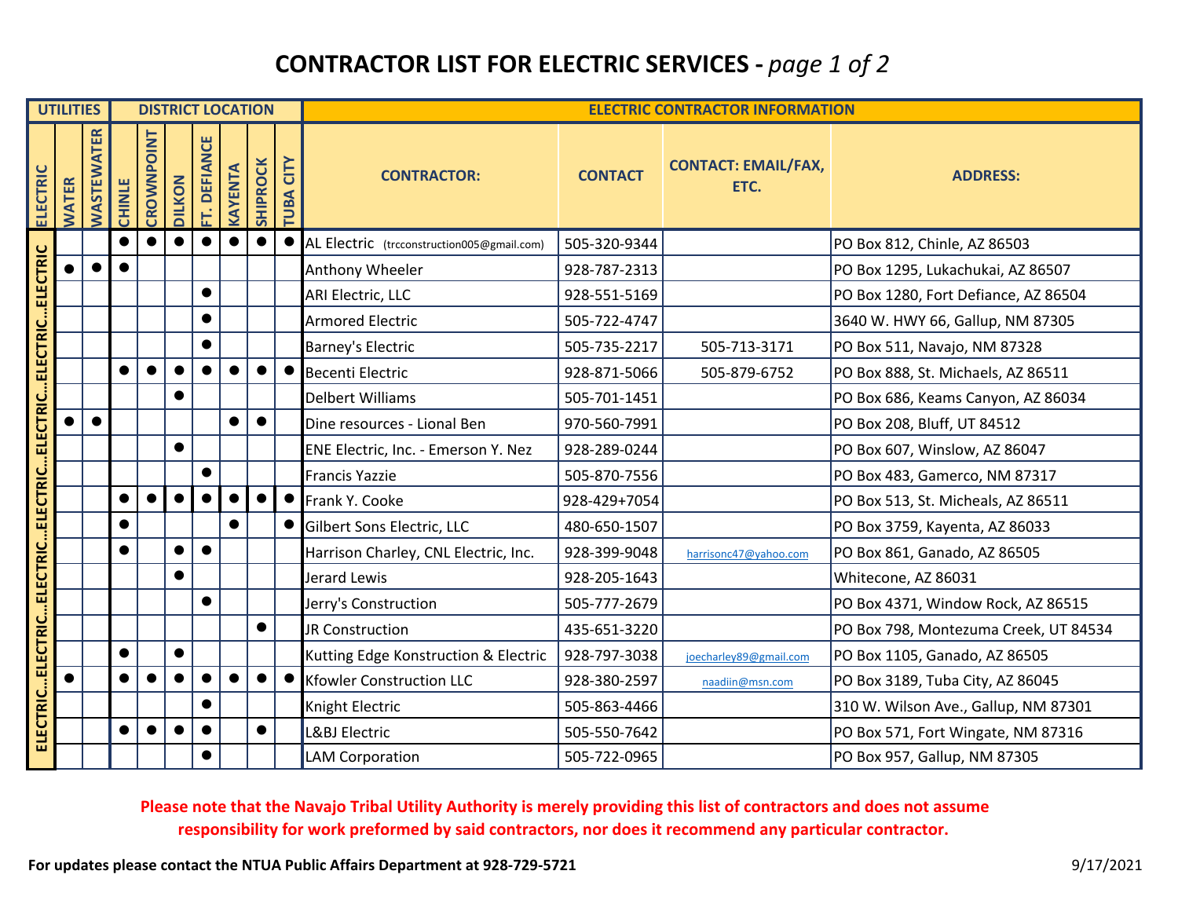# CONTRACTOR LIST FOR ELECTRIC SERVICES - *page 1 of 2*

| UTILITIES | | | DISTRICT LOCATION | | | | | | | ELECTRIC CONTRACTOR INFORMATION | | | |
|---|---|---|---|---|---|---|---|---|---|---|---|---|---|
| ELECTRIC | WATER | WASTEWATER | CHINLE | CROWNPOINT | DILKON | FT. DEFIANCE | KAYENTA | SHIPROCK | TUBA CITY | CONTRACTOR: | CONTACT | CONTACT: EMAIL/FAX, ETC. | ADDRESS: |
| ELECTRIC | | | ● | ● | ● | ● | ● | ● | ● | AL Electric (trcconstruction005@gmail.com) | 505-320-9344 | | PO Box 812, Chinle, AZ 86503 |
| ELECTRIC | ● | ● | ● | | | | | | | Anthony Wheeler | 928-787-2313 | | PO Box 1295, Lukachukai, AZ 86507 |
| ELECTRIC | | | | | | ● | | | | ARI Electric, LLC | 928-551-5169 | | PO Box 1280, Fort Defiance, AZ 86504 |
| ELECTRIC | | | | | | ● | | | | Armored Electric | 505-722-4747 | | 3640 W. HWY 66, Gallup, NM 87305 |
| ELECTRIC | | | | | | ● | | | | Barney's Electric | 505-735-2217 | 505-713-3171 | PO Box 511, Navajo, NM 87328 |
| ELECTRIC | | | ● | ● | ● | ● | ● | ● | ● | Becenti Electric | 928-871-5066 | 505-879-6752 | PO Box 888, St. Michaels, AZ 86511 |
| ELECTRIC | | | | | ● | | | | | Delbert Williams | 505-701-1451 | | PO Box 686, Keams Canyon, AZ 86034 |
| ELECTRIC | ● | ● | | | | | ● | ● | | Dine resources - Lional Ben | 970-560-7991 | | PO Box 208, Bluff, UT 84512 |
| ELECTRIC | | | | | ● | | | | | ENE Electric, Inc. - Emerson Y. Nez | 928-289-0244 | | PO Box 607, Winslow, AZ 86047 |
| ELECTRIC | | | | | | ● | | | | Francis Yazzie | 505-870-7556 | | PO Box 483, Gamerco, NM 87317 |
| ELECTRIC | | | ● | ● | ● | ● | ● | ● | ● | Frank Y. Cooke | 928-429+7054 | | PO Box 513, St. Micheals, AZ 86511 |
| ELECTRIC | | | ● | | | | ● | | ● | Gilbert Sons Electric, LLC | 480-650-1507 | | PO Box 3759, Kayenta, AZ 86033 |
| ELECTRIC | | | ● | | ● | ● | | | | Harrison Charley, CNL Electric, Inc. | 928-399-9048 | harrisonc47@yahoo.com | PO Box 861, Ganado, AZ 86505 |
| ELECTRIC | | | | | ● | | | | | Jerard Lewis | 928-205-1643 | | Whitecone, AZ 86031 |
| ELECTRIC | | | | | | ● | | | | Jerry's Construction | 505-777-2679 | | PO Box 4371, Window Rock, AZ 86515 |
| ELECTRIC | | | | | | | | ● | | JR Construction | 435-651-3220 | | PO Box 798, Montezuma Creek, UT 84534 |
| ELECTRIC | | | ● | | ● | | | | | Kutting Edge Konstruction & Electric | 928-797-3038 | joecharley89@gmail.com | PO Box 1105, Ganado, AZ 86505 |
| ELECTRIC | ● | | ● | ● | ● | ● | ● | ● | ● | Kfowler Construction LLC | 928-380-2597 | naadiin@msn.com | PO Box 3189, Tuba City, AZ 86045 |
| ELECTRIC | | | | | | ● | | | | Knight Electric | 505-863-4466 | | 310 W. Wilson Ave., Gallup, NM 87301 |
| ELECTRIC | | | ● | ● | ● | ● | | ● | | L&BJ Electric | 505-550-7642 | | PO Box 571, Fort Wingate, NM 87316 |
| ELECTRIC | | | | | | ● | | | | LAM Corporation | 505-722-0965 | | PO Box 957, Gallup, NM 87305 |

**Please note that the Navajo Tribal Utility Authority is merely providing this list of contractors and does not assume responsibility for work preformed by said contractors, nor does it recommend any particular contractor.**

**For updates please contact the NTUA Public Affairs Department at 928-729-5721**

9/17/2021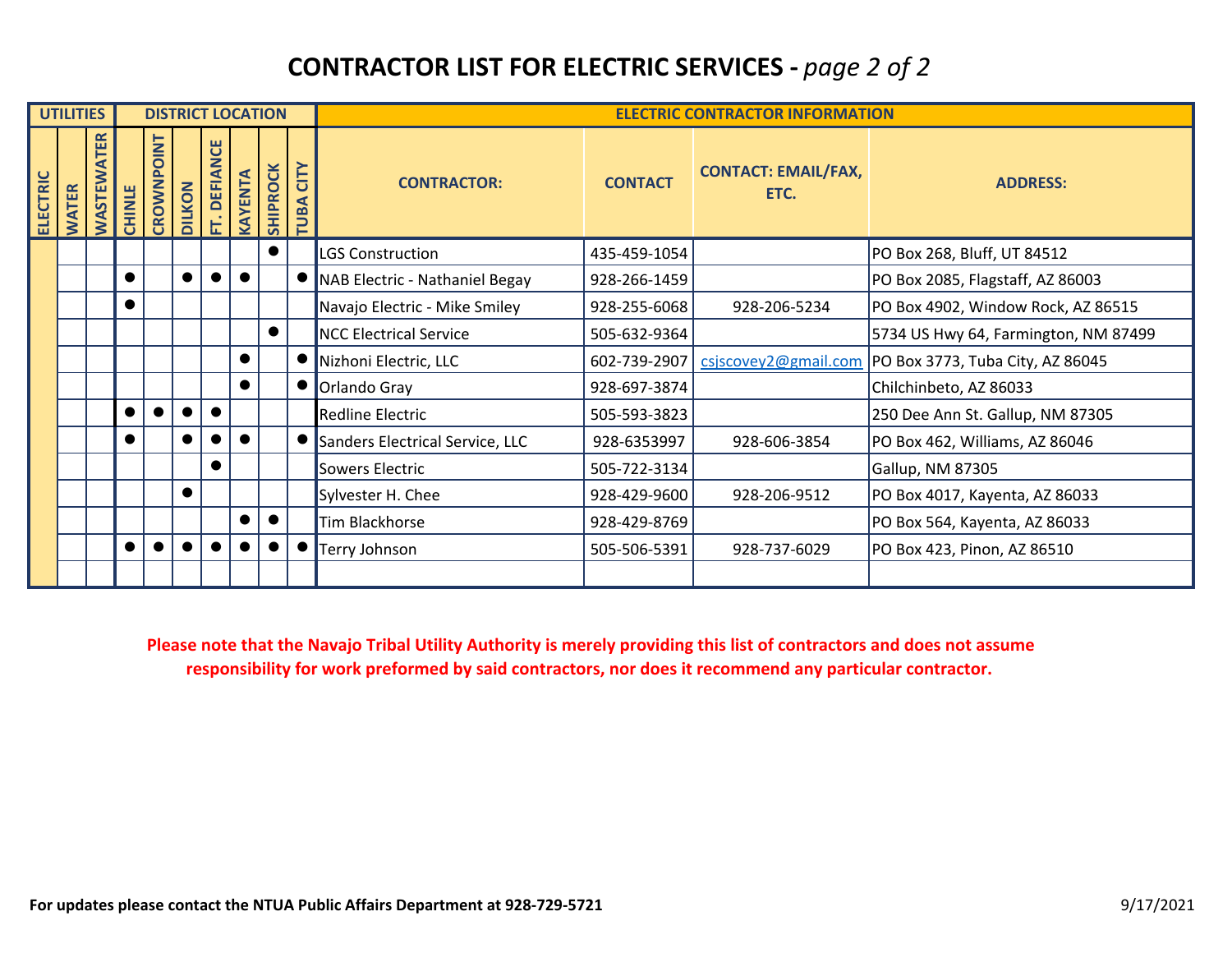# CONTRACTOR LIST FOR ELECTRIC SERVICES - *page 2 of 2*

| UTILITIES | | | DISTRICT LOCATION | | | | | | | ELECTRIC CONTRACTOR INFORMATION | | | |
|---|---|---|---|---|---|---|---|---|---|---|---|---|---|
| ELECTRIC | WATER | WASTEWATER | CHINLE | CROWNPOINT | DILKON | FT. DEFIANCE | KAYENTA | SHIPROCK | TUBA CITY | CONTRACTOR: | CONTACT | CONTACT: EMAIL/FAX, ETC. | ADDRESS: |
| | | | | | | | | ● | | LGS Construction | 435-459-1054 | | PO Box 268, Bluff, UT 84512 |
| | | | ● | | ● | ● | ● | | ● | NAB Electric - Nathaniel Begay | 928-266-1459 | | PO Box 2085, Flagstaff, AZ 86003 |
| | | | ● | | | | | | | Navajo Electric - Mike Smiley | 928-255-6068 | 928-206-5234 | PO Box 4902, Window Rock, AZ 86515 |
| | | | | | | | | ● | | NCC Electrical Service | 505-632-9364 | | 5734 US Hwy 64, Farmington, NM 87499 |
| | | | | | | | ● | | ● | Nizhoni Electric, LLC | 602-739-2907 | csjscovey2@gmail.com | PO Box 3773, Tuba City, AZ 86045 |
| | | | | | | | ● | | ● | Orlando Gray | 928-697-3874 | | Chilchinbeto, AZ 86033 |
| | | | ● | ● | ● | ● | | | | Redline Electric | 505-593-3823 | | 250 Dee Ann St. Gallup, NM 87305 |
| | | | ● | | ● | ● | ● | | ● | Sanders Electrical Service, LLC | 928-6353997 | 928-606-3854 | PO Box 462, Williams, AZ 86046 |
| | | | | | | ● | | | | Sowers Electric | 505-722-3134 | | Gallup, NM 87305 |
| | | | | | ● | | | | | Sylvester H. Chee | 928-429-9600 | 928-206-9512 | PO Box 4017, Kayenta, AZ 86033 |
| | | | | | | | ● | ● | | Tim Blackhorse | 928-429-8769 | | PO Box 564, Kayenta, AZ 86033 |
| | | | ● | ● | ● | ● | ● | ● | ● | Terry Johnson | 505-506-5391 | 928-737-6029 | PO Box 423, Pinon, AZ 86510 |
| | | | | | | | | | | | | | |

**Please note that the Navajo Tribal Utility Authority is merely providing this list of contractors and does not assume responsibility for work preformed by said contractors, nor does it recommend any particular contractor.**

**For updates please contact the NTUA Public Affairs Department at 928-729-5721**

9/17/2021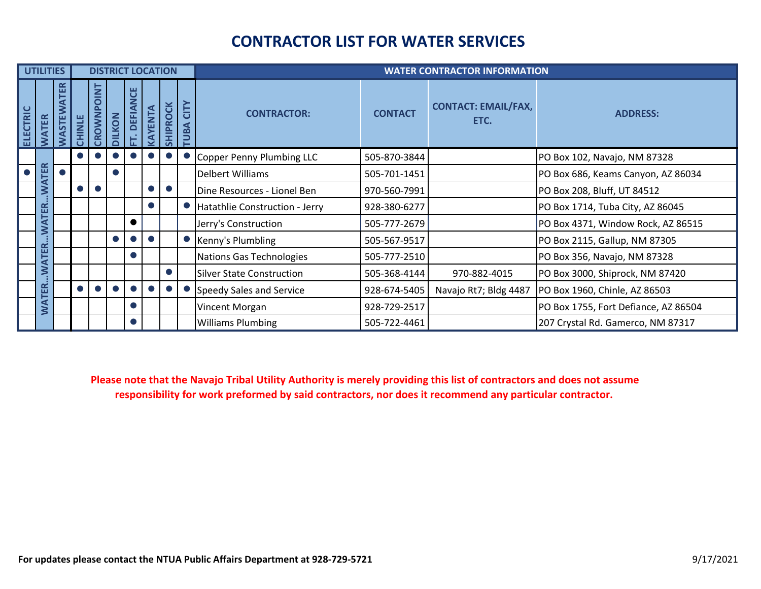# CONTRACTOR LIST FOR WATER SERVICES

| UTILITIES | | | DISTRICT LOCATION | | | | | | | WATER CONTRACTOR INFORMATION | | | |
|---|---|---|---|---|---|---|---|---|---|---|---|---|---|
| ELECTRIC | WATER | WASTEWATER | CHINLE | CROWNPOINT | DILKON | FT. DEFIANCE | KAYENTA | SHIPROCK | TUBA CITY | CONTRACTOR: | CONTACT | CONTACT: EMAIL/FAX, ETC. | ADDRESS: |
| | WATER...WATER...WATER...WATER | | ● | ● | ● | ● | ● | ● | ● | Copper Penny Plumbing LLC | 505-870-3844 | | PO Box 102, Navajo, NM 87328 |
| ● | | ● | | | ● | | | | | Delbert Williams | 505-701-1451 | | PO Box 686, Keams Canyon, AZ 86034 |
| | | | ● | ● | | | ● | ● | | Dine Resources - Lionel Ben | 970-560-7991 | | PO Box 208, Bluff, UT 84512 |
| | | | | | | | ● | | ● | Hatathlie Construction - Jerry | 928-380-6277 | | PO Box 1714, Tuba City, AZ 86045 |
| | | | | | | ● | | | | Jerry's Construction | 505-777-2679 | | PO Box 4371, Window Rock, AZ 86515 |
| | | | | | ● | ● | ● | | ● | Kenny's Plumbling | 505-567-9517 | | PO Box 2115, Gallup, NM 87305 |
| | | | | | | ● | | | | Nations Gas Technologies | 505-777-2510 | | PO Box 356, Navajo, NM 87328 |
| | | | | | | | | ● | | Silver State Construction | 505-368-4144 | 970-882-4015 | PO Box 3000, Shiprock, NM 87420 |
| | | | ● | ● | ● | ● | ● | ● | ● | Speedy Sales and Service | 928-674-5405 | Navajo Rt7; Bldg 4487 | PO Box 1960, Chinle, AZ 86503 |
| | | | | | | ● | | | | Vincent Morgan | 928-729-2517 | | PO Box 1755, Fort Defiance, AZ 86504 |
| | | | | | | ● | | | | Williams Plumbing | 505-722-4461 | | 207 Crystal Rd. Gamerco, NM 87317 |

**Please note that the Navajo Tribal Utility Authority is merely providing this list of contractors and does not assume responsibility for work preformed by said contractors, nor does it recommend any particular contractor.**

**For updates please contact the NTUA Public Affairs Department at 928-729-5721**

9/17/2021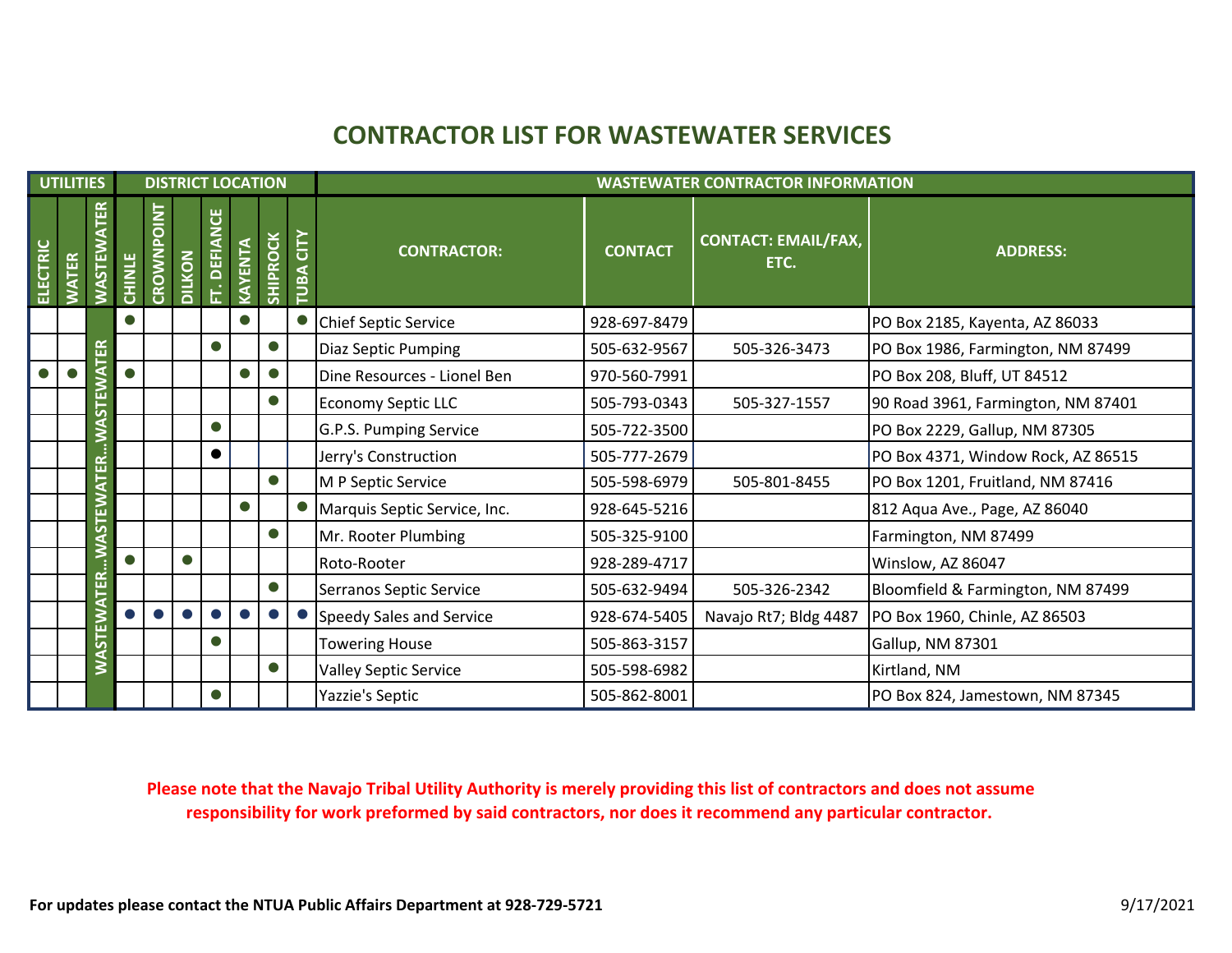# CONTRACTOR LIST FOR WASTEWATER SERVICES

| UTILITIES | | | DISTRICT LOCATION | | | | | | | WASTEWATER CONTRACTOR INFORMATION | | | |
|---|---|---|---|---|---|---|---|---|---|---|---|---|---|
| ELECTRIC | WATER | WASTEWATER | CHINLE | CROWNPOINT | DILKON | FT. DEFIANCE | KAYENTA | SHIPROCK | TUBA CITY | CONTRACTOR: | CONTACT | CONTACT: EMAIL/FAX, ETC. | ADDRESS: |
| | | WASTEWATER...WASTEWATER...WASTEWATER | ● | | | | ● | | ● | Chief Septic Service | 928-697-8479 | | PO Box 2185, Kayenta, AZ 86033 |
| | | | | | | ● | | ● | | Diaz Septic Pumping | 505-632-9567 | 505-326-3473 | PO Box 1986, Farmington, NM 87499 |
| ● | ● | | ● | | | | ● | ● | | Dine Resources - Lionel Ben | 970-560-7991 | | PO Box 208, Bluff, UT 84512 |
| | | | | | | | | ● | | Economy Septic LLC | 505-793-0343 | 505-327-1557 | 90 Road 3961, Farmington, NM 87401 |
| | | | | | | ● | | | | G.P.S. Pumping Service | 505-722-3500 | | PO Box 2229, Gallup, NM 87305 |
| | | | | | | ● | | | | Jerry's Construction | 505-777-2679 | | PO Box 4371, Window Rock, AZ 86515 |
| | | | | | | | | ● | | M P Septic Service | 505-598-6979 | 505-801-8455 | PO Box 1201, Fruitland, NM 87416 |
| | | | | | | | ● | | ● | Marquis Septic Service, Inc. | 928-645-5216 | | 812 Aqua Ave., Page, AZ 86040 |
| | | | | | | | | ● | | Mr. Rooter Plumbing | 505-325-9100 | | Farmington, NM 87499 |
| | | | ● | | ● | | | | | Roto-Rooter | 928-289-4717 | | Winslow, AZ 86047 |
| | | | | | | | | ● | | Serranos Septic Service | 505-632-9494 | 505-326-2342 | Bloomfield & Farmington, NM 87499 |
| | | | ● | ● | ● | ● | ● | ● | ● | Speedy Sales and Service | 928-674-5405 | Navajo Rt7; Bldg 4487 | PO Box 1960, Chinle, AZ 86503 |
| | | | | | | ● | | | | Towering House | 505-863-3157 | | Gallup, NM 87301 |
| | | | | | | | | ● | | Valley Septic Service | 505-598-6982 | | Kirtland, NM |
| | | | | | | ● | | | | Yazzie's Septic | 505-862-8001 | | PO Box 824, Jamestown, NM 87345 |

**Please note that the Navajo Tribal Utility Authority is merely providing this list of contractors and does not assume responsibility for work preformed by said contractors, nor does it recommend any particular contractor.**

**For updates please contact the NTUA Public Affairs Department at 928-729-5721**

9/17/2021